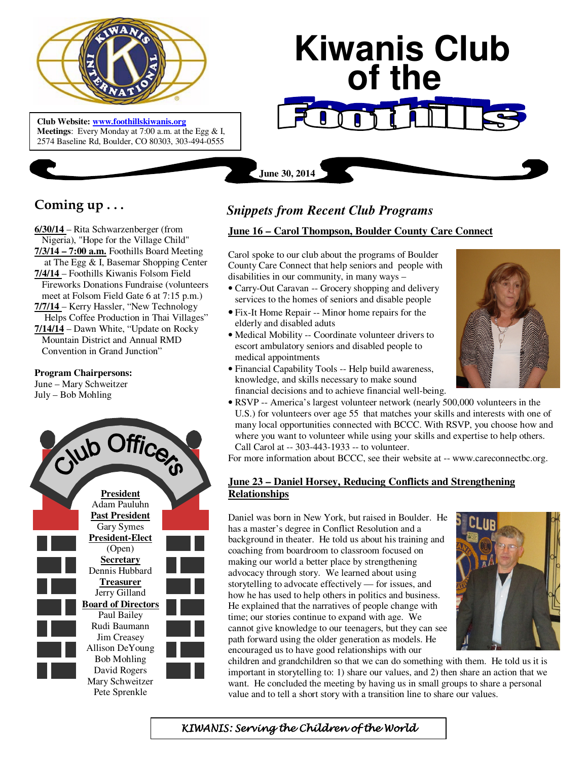# Kiwanis Club of the Foothills

**Club Website:** www.foothillskiwanis.org
**Meetings**: Every Monday at 7:00 a.m. at the Egg & I, 2574 Baseline Rd, Boulder, CO 80303, 303-494-0555

**June 30, 2014**

## Coming up . . .

**6/30/14** – Rita Schwarzenberger (from Nigeria), "Hope for the Village Child"
**7/3/14 – 7:00 a.m.** Foothills Board Meeting at The Egg & I, Basemar Shopping Center
**7/4/14** – Foothills Kiwanis Folsom Field Fireworks Donations Fundraise (volunteers meet at Folsom Field Gate 6 at 7:15 p.m.)
**7/7/14** – Kerry Hassler, "New Technology Helps Coffee Production in Thai Villages"
**7/14/14** – Dawn White, "Update on Rocky Mountain District and Annual RMD Convention in Grand Junction"

**Program Chairpersons:**
June – Mary Schweitzer
July – Bob Mohling

## Club Officers

**President**
Adam Pauluhn

**Past President**
Gary Symes

**President-Elect**
(Open)

**Secretary**
Dennis Hubbard

**Treasurer**
Jerry Gilland

**Board of Directors**
Paul Bailey
Rudi Baumann
Jim Creasey
Allison DeYoung
Bob Mohling
David Rogers
Mary Schweitzer
Pete Sprenkle

## *Snippets from Recent Club Programs*

### June 16 – Carol Thompson, Boulder County Care Connect

Carol spoke to our club about the programs of Boulder County Care Connect that help seniors and people with disabilities in our community, in many ways –

- Carry-Out Caravan -- Grocery shopping and delivery services to the homes of seniors and disable people
- Fix-It Home Repair -- Minor home repairs for the elderly and disabled aduts
- Medical Mobility -- Coordinate volunteer drivers to escort ambulatory seniors and disabled people to medical appointments
- Financial Capability Tools -- Help build awareness, knowledge, and skills necessary to make sound financial decisions and to achieve financial well-being.
- RSVP -- America's largest volunteer network (nearly 500,000 volunteers in the U.S.) for volunteers over age 55 that matches your skills and interests with one of many local opportunities connected with BCCC. With RSVP, you choose how and where you want to volunteer while using your skills and expertise to help others. Call Carol at -- 303-443-1933 -- to volunteer.

For more information about BCCC, see their website at -- www.careconnectbc.org.

### June 23 – Daniel Horsey, Reducing Conflicts and Strengthening Relationships

Daniel was born in New York, but raised in Boulder. He has a master's degree in Conflict Resolution and a background in theater. He told us about his training and coaching from boardroom to classroom focused on making our world a better place by strengthening advocacy through story. We learned about using storytelling to advocate effectively — for issues, and how he has used to help others in politics and business. He explained that the narratives of people change with time; our stories continue to expand with age. We cannot give knowledge to our teenagers, but they can see path forward using the older generation as models. He encouraged us to have good relationships with our children and grandchildren so that we can do something with them. He told us it is important in storytelling to: 1) share our values, and 2) then share an action that we want. He concluded the meeting by having us in small groups to share a personal value and to tell a short story with a transition line to share our values.

*KIWANIS: Serving the Children of the World*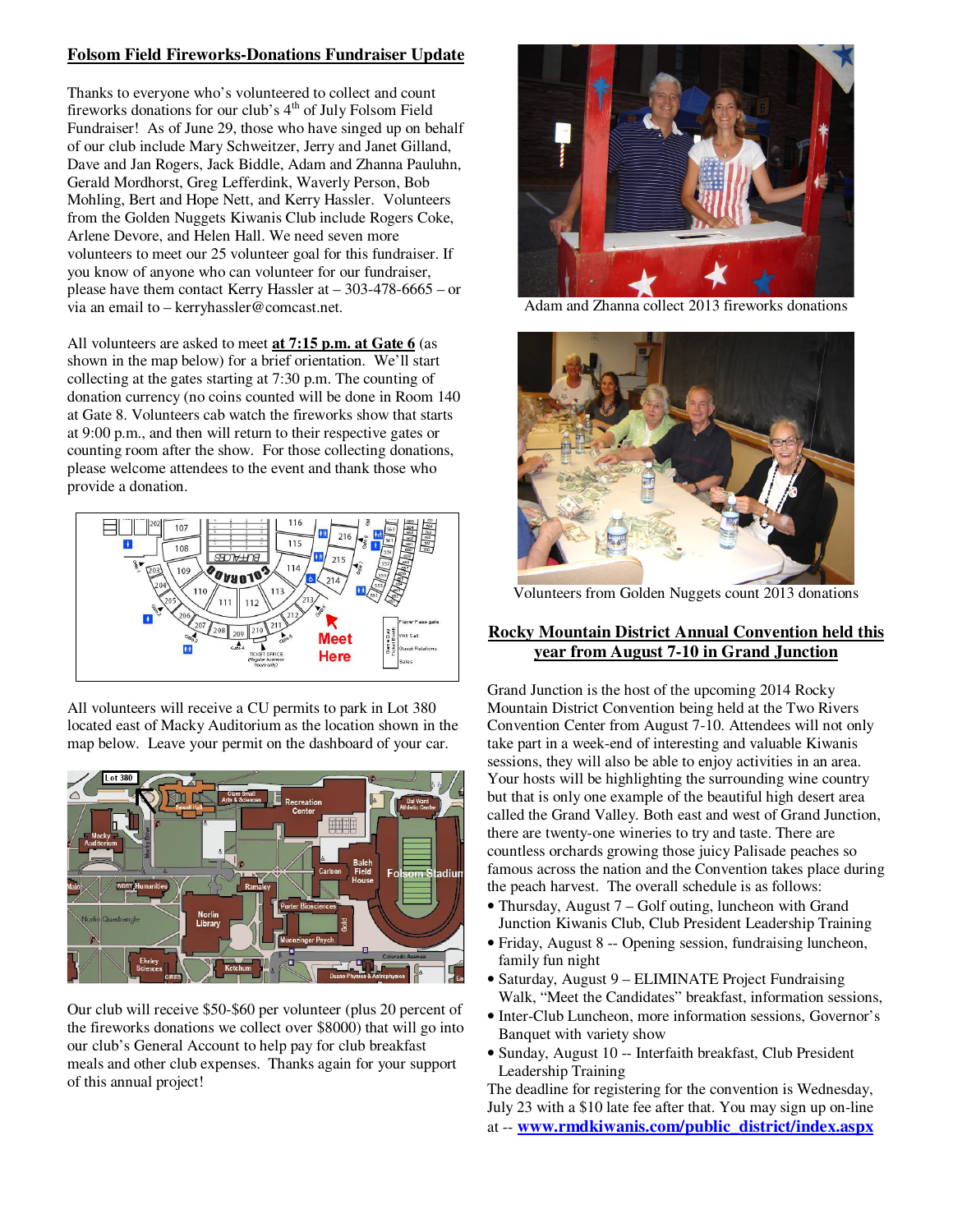## Folsom Field Fireworks-Donations Fundraiser Update

Thanks to everyone who's volunteered to collect and count fireworks donations for our club's 4th of July Folsom Field Fundraiser! As of June 29, those who have singed up on behalf of our club include Mary Schweitzer, Jerry and Janet Gilland, Dave and Jan Rogers, Jack Biddle, Adam and Zhanna Pauluhn, Gerald Mordhorst, Greg Lefferdink, Waverly Person, Bob Mohling, Bert and Hope Nett, and Kerry Hassler. Volunteers from the Golden Nuggets Kiwanis Club include Rogers Coke, Arlene Devore, and Helen Hall. We need seven more volunteers to meet our 25 volunteer goal for this fundraiser. If you know of anyone who can volunteer for our fundraiser, please have them contact Kerry Hassler at – 303-478-6665 – or via an email to – kerryhassler@comcast.net.

All volunteers are asked to meet **at 7:15 p.m. at Gate 6** (as shown in the map below) for a brief orientation. We'll start collecting at the gates starting at 7:30 p.m. The counting of donation currency (no coins counted will be done in Room 140 at Gate 8. Volunteers cab watch the fireworks show that starts at 9:00 p.m., and then will return to their respective gates or counting room after the show. For those collecting donations, please welcome attendees to the event and thank those who provide a donation.

Meet Here

All volunteers will receive a CU permits to park in Lot 380 located east of Macky Auditorium as the location shown in the map below. Leave your permit on the dashboard of your car.

Our club will receive $50-$60 per volunteer (plus 20 percent of the fireworks donations we collect over $8000) that will go into our club's General Account to help pay for club breakfast meals and other club expenses. Thanks again for your support of this annual project!

Adam and Zhanna collect 2013 fireworks donations

Volunteers from Golden Nuggets count 2013 donations

## Rocky Mountain District Annual Convention held this year from August 7-10 in Grand Junction

Grand Junction is the host of the upcoming 2014 Rocky Mountain District Convention being held at the Two Rivers Convention Center from August 7-10. Attendees will not only take part in a week-end of interesting and valuable Kiwanis sessions, they will also be able to enjoy activities in an area. Your hosts will be highlighting the surrounding wine country but that is only one example of the beautiful high desert area called the Grand Valley. Both east and west of Grand Junction, there are twenty-one wineries to try and taste. There are countless orchards growing those juicy Palisade peaches so famous across the nation and the Convention takes place during the peach harvest. The overall schedule is as follows:

- Thursday, August 7 – Golf outing, luncheon with Grand Junction Kiwanis Club, Club President Leadership Training
- Friday, August 8 -- Opening session, fundraising luncheon, family fun night
- Saturday, August 9 – ELIMINATE Project Fundraising Walk, "Meet the Candidates" breakfast, information sessions,
- Inter-Club Luncheon, more information sessions, Governor's Banquet with variety show
- Sunday, August 10 -- Interfaith breakfast, Club President Leadership Training

The deadline for registering for the convention is Wednesday, July 23 with a $10 late fee after that. You may sign up on-line at -- **www.rmdkiwanis.com/public_district/index.aspx**